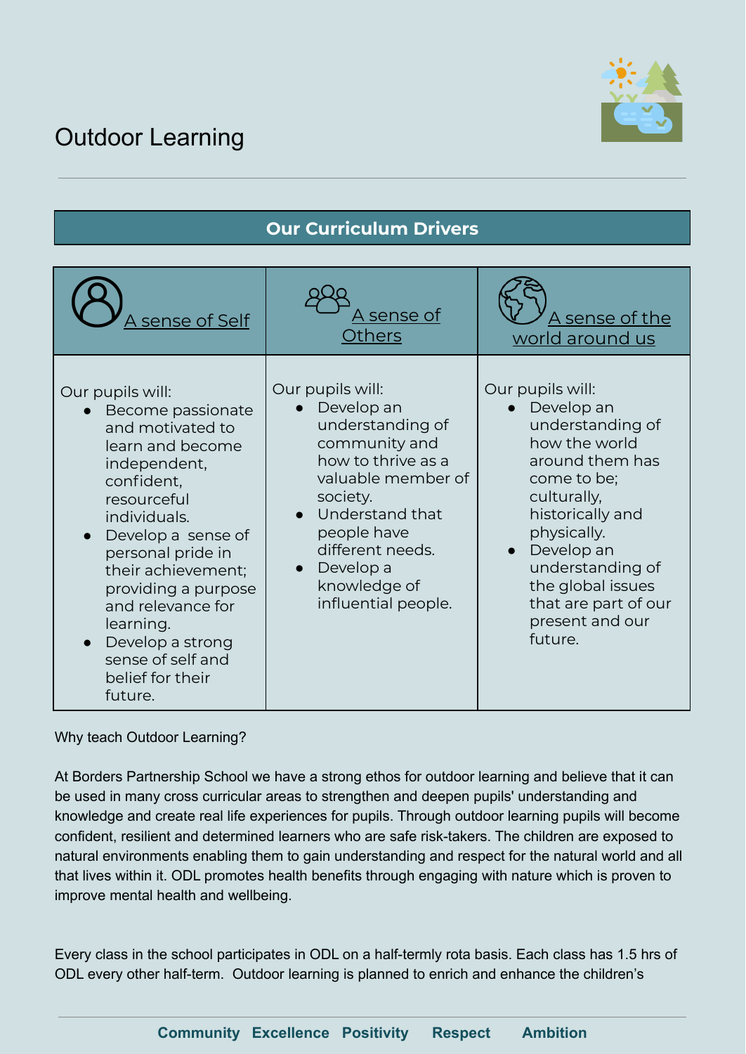# Outdoor Learning

## Our Curriculum Drivers

| A sense of Self | A sense of Others | A sense of the world around us |
|---|---|---|
| Our pupils will:<br>• Become passionate and motivated to learn and become independent, confident, resourceful individuals.<br>• Develop a sense of personal pride in their achievement; providing a purpose and relevance for learning.<br>• Develop a strong sense of self and belief for their future. | Our pupils will:<br>• Develop an understanding of community and how to thrive as a valuable member of society.<br>• Understand that people have different needs.<br>• Develop a knowledge of influential people. | Our pupils will:<br>• Develop an understanding of how the world around them has come to be; culturally, historically and physically.<br>• Develop an understanding of the global issues that are part of our present and our future. |

Why teach Outdoor Learning?

At Borders Partnership School we have a strong ethos for outdoor learning and believe that it can be used in many cross curricular areas to strengthen and deepen pupils' understanding and knowledge and create real life experiences for pupils. Through outdoor learning pupils will become confident, resilient and determined learners who are safe risk-takers. The children are exposed to natural environments enabling them to gain understanding and respect for the natural world and all that lives within it. ODL promotes health benefits through engaging with nature which is proven to improve mental health and wellbeing.

Every class in the school participates in ODL on a half-termly rota basis. Each class has 1.5 hrs of ODL every other half-term. Outdoor learning is planned to enrich and enhance the children's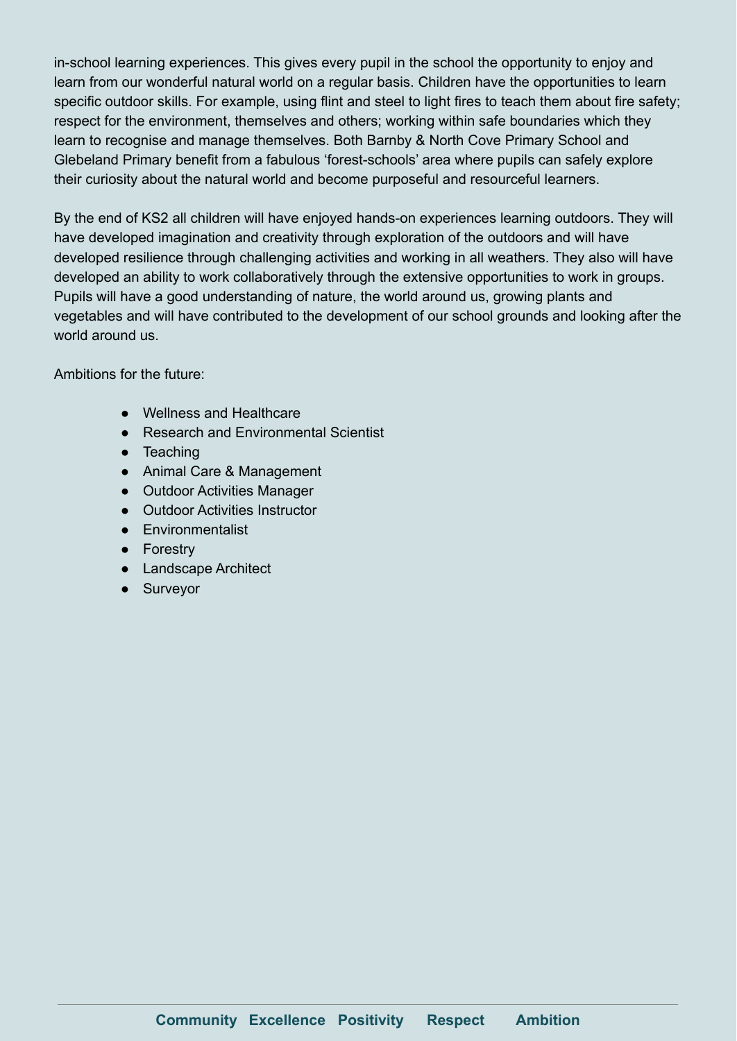in-school learning experiences. This gives every pupil in the school the opportunity to enjoy and learn from our wonderful natural world on a regular basis. Children have the opportunities to learn specific outdoor skills. For example, using flint and steel to light fires to teach them about fire safety; respect for the environment, themselves and others; working within safe boundaries which they learn to recognise and manage themselves. Both Barnby & North Cove Primary School and Glebeland Primary benefit from a fabulous 'forest-schools' area where pupils can safely explore their curiosity about the natural world and become purposeful and resourceful learners.

By the end of KS2 all children will have enjoyed hands-on experiences learning outdoors. They will have developed imagination and creativity through exploration of the outdoors and will have developed resilience through challenging activities and working in all weathers. They also will have developed an ability to work collaboratively through the extensive opportunities to work in groups. Pupils will have a good understanding of nature, the world around us, growing plants and vegetables and will have contributed to the development of our school grounds and looking after the world around us.

Ambitions for the future:

- Wellness and Healthcare
- Research and Environmental Scientist
- Teaching
- Animal Care & Management
- Outdoor Activities Manager
- Outdoor Activities Instructor
- Environmentalist
- Forestry
- Landscape Architect
- Surveyor